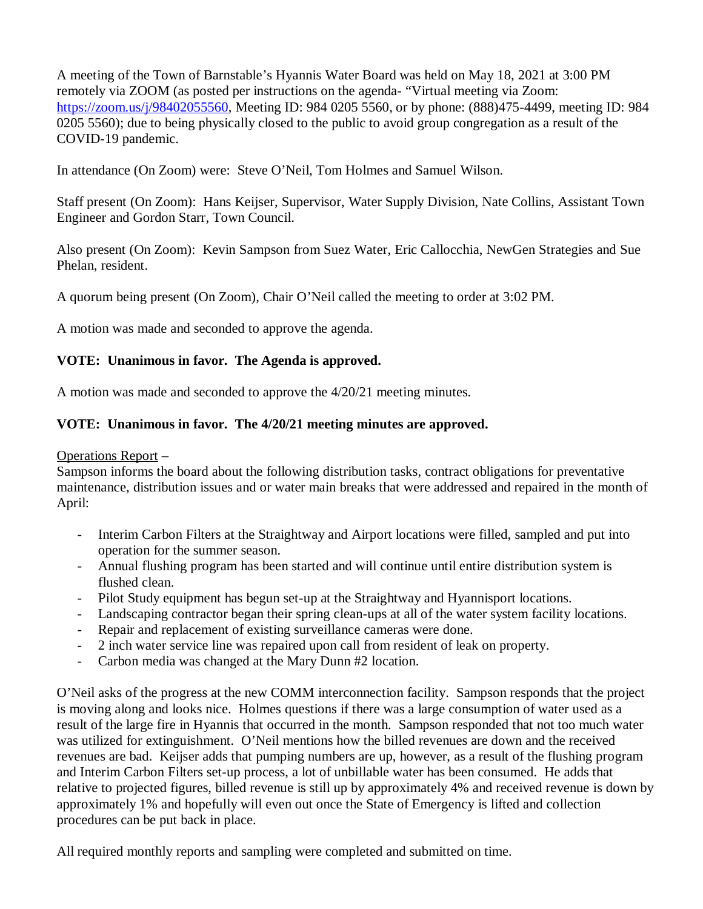A meeting of the Town of Barnstable's Hyannis Water Board was held on May 18, 2021 at 3:00 PM remotely via ZOOM (as posted per instructions on the agenda- "Virtual meeting via Zoom: https://zoom.us/j/98402055560, Meeting ID: 984 0205 5560, or by phone: (888)475-4499, meeting ID: 984 0205 5560); due to being physically closed to the public to avoid group congregation as a result of the COVID-19 pandemic.

In attendance (On Zoom) were: Steve O'Neil, Tom Holmes and Samuel Wilson.

Staff present (On Zoom): Hans Keijser, Supervisor, Water Supply Division, Nate Collins, Assistant Town Engineer and Gordon Starr, Town Council.

Also present (On Zoom): Kevin Sampson from Suez Water, Eric Callocchia, NewGen Strategies and Sue Phelan, resident.

A quorum being present (On Zoom), Chair O'Neil called the meeting to order at 3:02 PM.

A motion was made and seconded to approve the agenda.

**VOTE: Unanimous in favor. The Agenda is approved.**

A motion was made and seconded to approve the 4/20/21 meeting minutes.

**VOTE: Unanimous in favor. The 4/20/21 meeting minutes are approved.**

Operations Report –
Sampson informs the board about the following distribution tasks, contract obligations for preventative maintenance, distribution issues and or water main breaks that were addressed and repaired in the month of April:

- Interim Carbon Filters at the Straightway and Airport locations were filled, sampled and put into operation for the summer season.
- Annual flushing program has been started and will continue until entire distribution system is flushed clean.
- Pilot Study equipment has begun set-up at the Straightway and Hyannisport locations.
- Landscaping contractor began their spring clean-ups at all of the water system facility locations.
- Repair and replacement of existing surveillance cameras were done.
- 2 inch water service line was repaired upon call from resident of leak on property.
- Carbon media was changed at the Mary Dunn #2 location.

O'Neil asks of the progress at the new COMM interconnection facility. Sampson responds that the project is moving along and looks nice. Holmes questions if there was a large consumption of water used as a result of the large fire in Hyannis that occurred in the month. Sampson responded that not too much water was utilized for extinguishment. O'Neil mentions how the billed revenues are down and the received revenues are bad. Keijser adds that pumping numbers are up, however, as a result of the flushing program and Interim Carbon Filters set-up process, a lot of unbillable water has been consumed. He adds that relative to projected figures, billed revenue is still up by approximately 4% and received revenue is down by approximately 1% and hopefully will even out once the State of Emergency is lifted and collection procedures can be put back in place.

All required monthly reports and sampling were completed and submitted on time.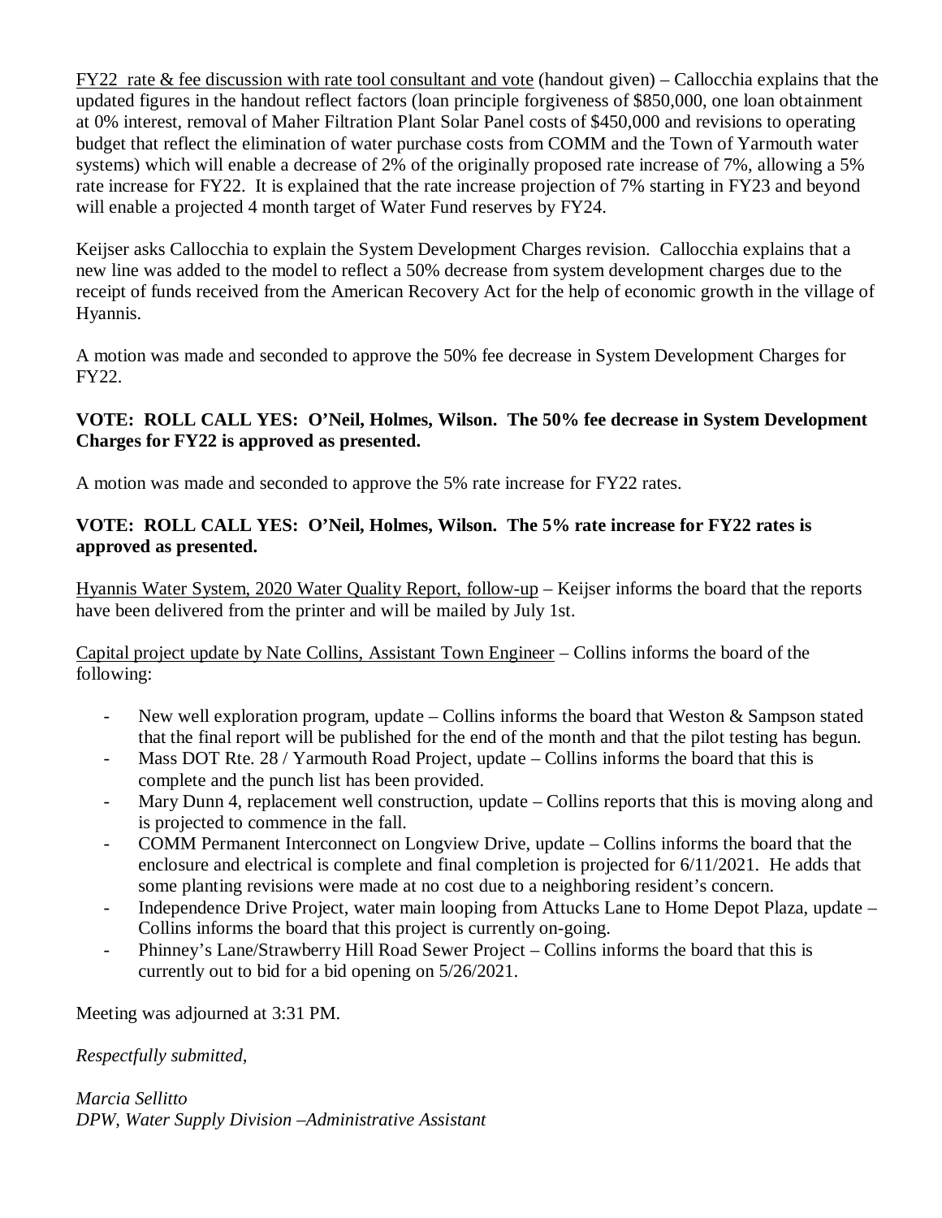FY22 rate & fee discussion with rate tool consultant and vote (handout given) – Callocchia explains that the updated figures in the handout reflect factors (loan principle forgiveness of $850,000, one loan obtainment at 0% interest, removal of Maher Filtration Plant Solar Panel costs of $450,000 and revisions to operating budget that reflect the elimination of water purchase costs from COMM and the Town of Yarmouth water systems) which will enable a decrease of 2% of the originally proposed rate increase of 7%, allowing a 5% rate increase for FY22. It is explained that the rate increase projection of 7% starting in FY23 and beyond will enable a projected 4 month target of Water Fund reserves by FY24.

Keijser asks Callocchia to explain the System Development Charges revision. Callocchia explains that a new line was added to the model to reflect a 50% decrease from system development charges due to the receipt of funds received from the American Recovery Act for the help of economic growth in the village of Hyannis.

A motion was made and seconded to approve the 50% fee decrease in System Development Charges for FY22.

**VOTE: ROLL CALL YES: O'Neil, Holmes, Wilson. The 50% fee decrease in System Development Charges for FY22 is approved as presented.**

A motion was made and seconded to approve the 5% rate increase for FY22 rates.

**VOTE: ROLL CALL YES: O'Neil, Holmes, Wilson. The 5% rate increase for FY22 rates is approved as presented.**

Hyannis Water System, 2020 Water Quality Report, follow-up – Keijser informs the board that the reports have been delivered from the printer and will be mailed by July 1st.

Capital project update by Nate Collins, Assistant Town Engineer – Collins informs the board of the following:

- New well exploration program, update – Collins informs the board that Weston & Sampson stated that the final report will be published for the end of the month and that the pilot testing has begun.
- Mass DOT Rte. 28 / Yarmouth Road Project, update – Collins informs the board that this is complete and the punch list has been provided.
- Mary Dunn 4, replacement well construction, update – Collins reports that this is moving along and is projected to commence in the fall.
- COMM Permanent Interconnect on Longview Drive, update – Collins informs the board that the enclosure and electrical is complete and final completion is projected for 6/11/2021. He adds that some planting revisions were made at no cost due to a neighboring resident's concern.
- Independence Drive Project, water main looping from Attucks Lane to Home Depot Plaza, update – Collins informs the board that this project is currently on-going.
- Phinney's Lane/Strawberry Hill Road Sewer Project – Collins informs the board that this is currently out to bid for a bid opening on 5/26/2021.

Meeting was adjourned at 3:31 PM.

*Respectfully submitted,*

*Marcia Sellitto*
*DPW, Water Supply Division –Administrative Assistant*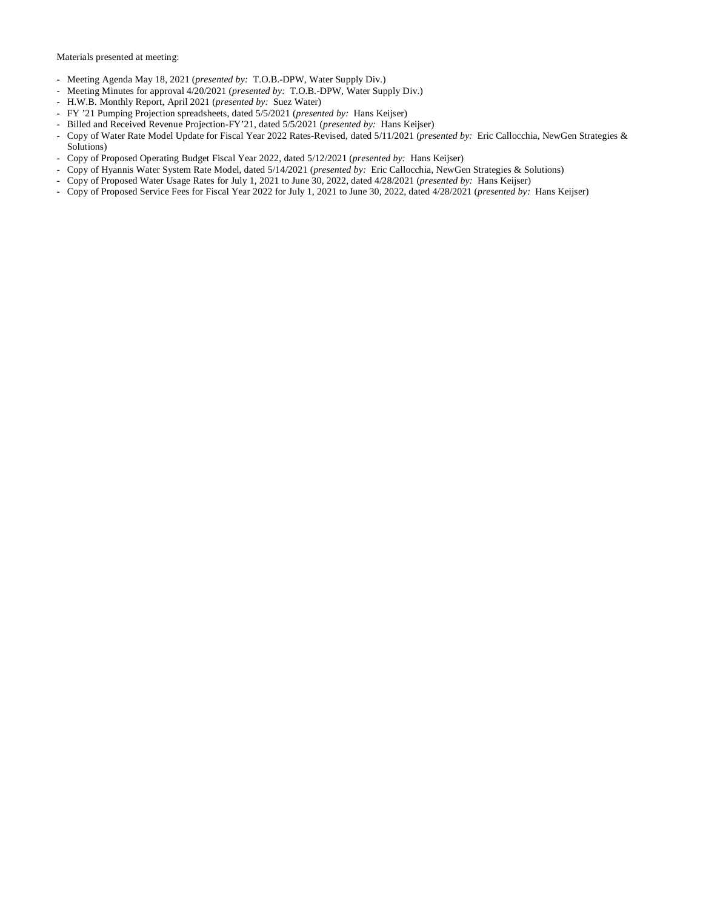Materials presented at meeting:

- Meeting Agenda May 18, 2021 (*presented by:* T.O.B.-DPW, Water Supply Div.)
- Meeting Minutes for approval 4/20/2021 (*presented by:* T.O.B.-DPW, Water Supply Div.)
- H.W.B. Monthly Report, April 2021 (*presented by:* Suez Water)
- FY '21 Pumping Projection spreadsheets, dated 5/5/2021 (*presented by:* Hans Keijser)
- Billed and Received Revenue Projection-FY'21, dated 5/5/2021 (*presented by:* Hans Keijser)
- Copy of Water Rate Model Update for Fiscal Year 2022 Rates-Revised, dated 5/11/2021 (*presented by:* Eric Callocchia, NewGen Strategies & Solutions)
- Copy of Proposed Operating Budget Fiscal Year 2022, dated 5/12/2021 (*presented by:* Hans Keijser)
- Copy of Hyannis Water System Rate Model, dated 5/14/2021 (*presented by:* Eric Callocchia, NewGen Strategies & Solutions)
- Copy of Proposed Water Usage Rates for July 1, 2021 to June 30, 2022, dated 4/28/2021 (*presented by:* Hans Keijser)
- Copy of Proposed Service Fees for Fiscal Year 2022 for July 1, 2021 to June 30, 2022, dated 4/28/2021 (*presented by:* Hans Keijser)